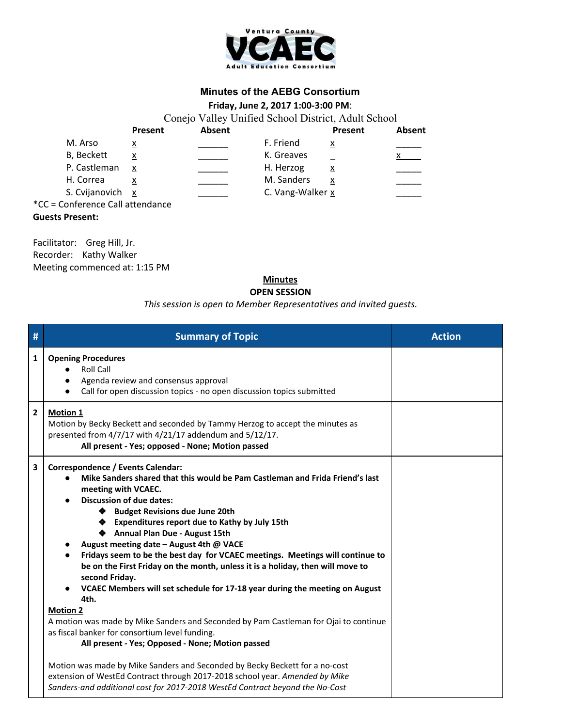Ventura County
**VCAEC**
Adult Education Consortium

# Minutes of the AEBG Consortium

**Friday, June 2, 2017 1:00-3:00 PM**:

Conede Valley Unified School District, Adult School

| | Present | Absent | | Present | Absent |
|---|---|---|---|---|---|
| M. Arso | x | ______ | F. Friend | x | _____ |
| B, Beckett | x | ______ | K. Greaves | _ | x |
| P. Castleman | x | ______ | H. Herzog | x | _____ |
| H. Correa | x | ______ | M. Sanders | x | _____ |
| S. Cvijanovich | x | ______ | C. Vang-Walker | x | _____ |

*CC = Conference Call attendance

**Guests Present:**

Facilitator: Greg Hill, Jr.
Recorder: Kathy Walker
Meeting commenced at: 1:15 PM

**Minutes**

**OPEN SESSION**

*This session is open to Member Representatives and invited guests.*

| # | Summary of Topic | Action |
|---|---|---|
| 1 | **Opening Procedures**<br>● Roll Call<br>● Agenda review and consensus approval<br>● Call for open discussion topics - no open discussion topics submitted | |
| 2 | **Motion 1**<br>Motion by Becky Beckett and seconded by Tammy Herzog to accept the minutes as presented from 4/7/17 with 4/21/17 addendum and 5/12/17.<br>**All present - Yes; opposed - None; Motion passed** | |
| 3 | **Correspondence / Events Calendar:**<br>● **Mike Sanders shared that this would be Pam Castleman and Frida Friend's last meeting with VCAEC.**<br>● **Discussion of due dates:**<br>❖ **Budget Revisions due June 20th**<br>❖ **Expenditures report due to Kathy by July 15th**<br>❖ **Annual Plan Due - August 15th**<br>● **August meeting date – August 4th @ VACE**<br>● **Fridays seem to be the best day for VCAEC meetings. Meetings will continue to be on the First Friday on the month, unless it is a holiday, then will move to second Friday.**<br>● **VCAEC Members will set schedule for 17-18 year during the meeting on August 4th.**<br>**Motion 2**<br>A motion was made by Mike Sanders and Seconded by Pam Castleman for Ojai to continue as fiscal banker for consortium level funding.<br>**All present - Yes; Opposed - None; Motion passed**<br><br>Motion was made by Mike Sanders and Seconded by Becky Beckett for a no-cost extension of WestEd Contract through 2017-2018 school year. *Amended by Mike Sanders-and additional cost for 2017-2018 WestEd Contract beyond the No-Cost* | |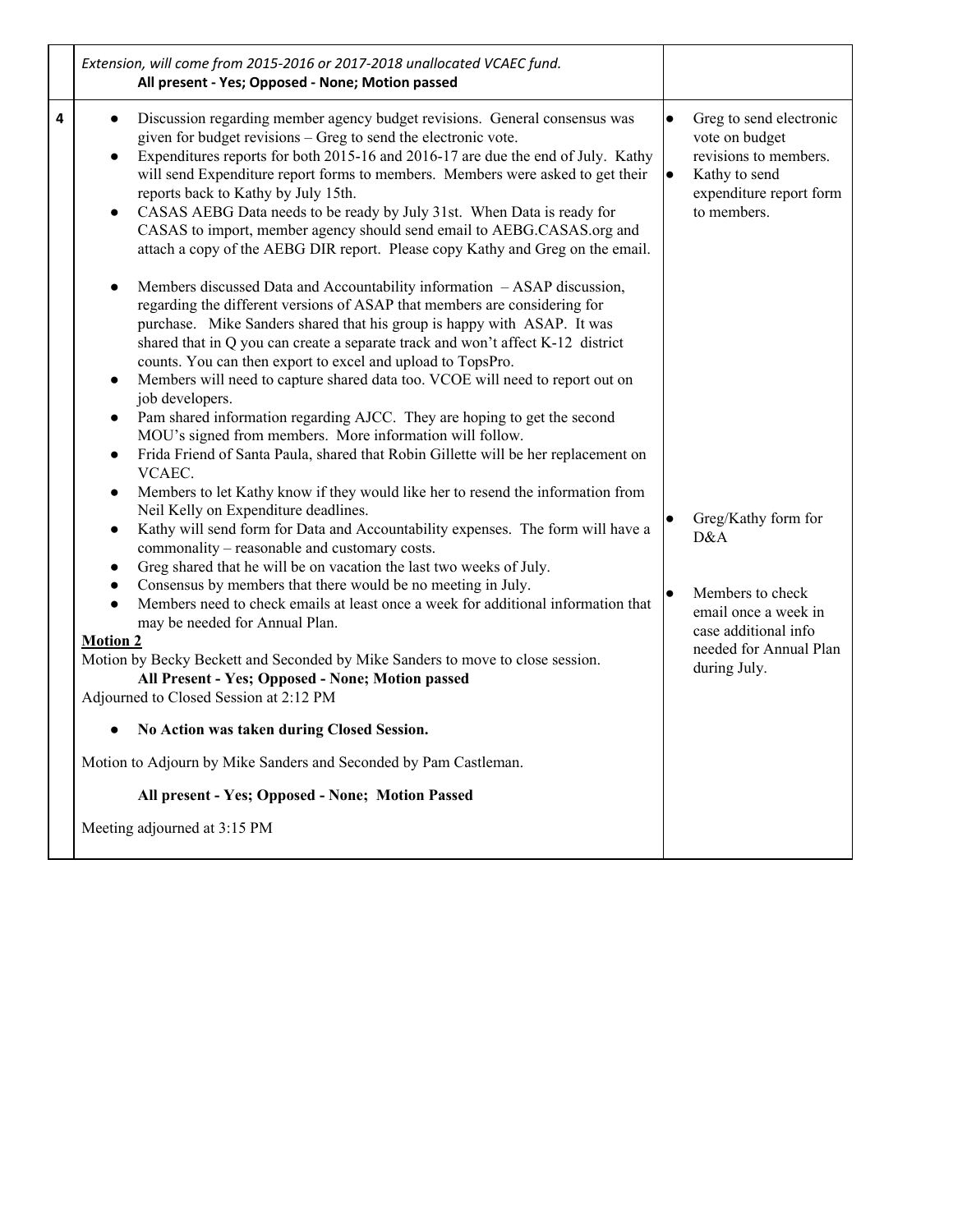| | | |
|---|---|---|
| | *Extension, will come from 2015-2016 or 2017-2018 unallocated VCAEC fund.*<br>**All present - Yes; Opposed - None; Motion passed** | |
| 4 | • Discussion regarding member agency budget revisions. General consensus was given for budget revisions – Greg to send the electronic vote.<br>• Expenditures reports for both 2015-16 and 2016-17 are due the end of July. Kathy will send Expenditure report forms to members. Members were asked to get their reports back to Kathy by July 15th.<br>• CASAS AEBG Data needs to be ready by July 31st. When Data is ready for CASAS to import, member agency should send email to AEBG.CASAS.org and attach a copy of the AEBG DIR report. Please copy Kathy and Greg on the email.<br><br>• Members discussed Data and Accountability information – ASAP discussion, regarding the different versions of ASAP that members are considering for purchase. Mike Sanders shared that his group is happy with ASAP. It was shared that in Q you can create a separate track and won't affect K-12 district counts. You can then export to excel and upload to TopsPro.<br>• Members will need to capture shared data too. VCOE will need to report out on job developers.<br>• Pam shared information regarding AJCC. They are hoping to get the second MOU's signed from members. More information will follow.<br>• Frida Friend of Santa Paula, shared that Robin Gillette will be her replacement on VCAEC.<br>• Members to let Kathy know if they would like her to resend the information from Neil Kelly on Expenditure deadlines.<br>• Kathy will send form for Data and Accountability expenses. The form will have a commonality – reasonable and customary costs.<br>• Greg shared that he will be on vacation the last two weeks of July.<br>• Consensus by members that there would be no meeting in July.<br>• Members need to check emails at least once a week for additional information that may be needed for Annual Plan.<br>**Motion 2**<br>Motion by Becky Beckett and Seconded by Mike Sanders to move to close session.<br>**All Present - Yes; Opposed - None; Motion passed**<br>Adjourned to Closed Session at 2:12 PM<br><br>• **No Action was taken during Closed Session.**<br><br>Motion to Adjourn by Mike Sanders and Seconded by Pam Castleman.<br><br>**All present - Yes; Opposed - None; Motion Passed**<br><br>Meeting adjourned at 3:15 PM | • Greg to send electronic vote on budget revisions to members.<br>• Kathy to send expenditure report form to members.<br><br>• Greg/Kathy form for D&A<br><br>• Members to check email once a week in case additional info needed for Annual Plan during July. |